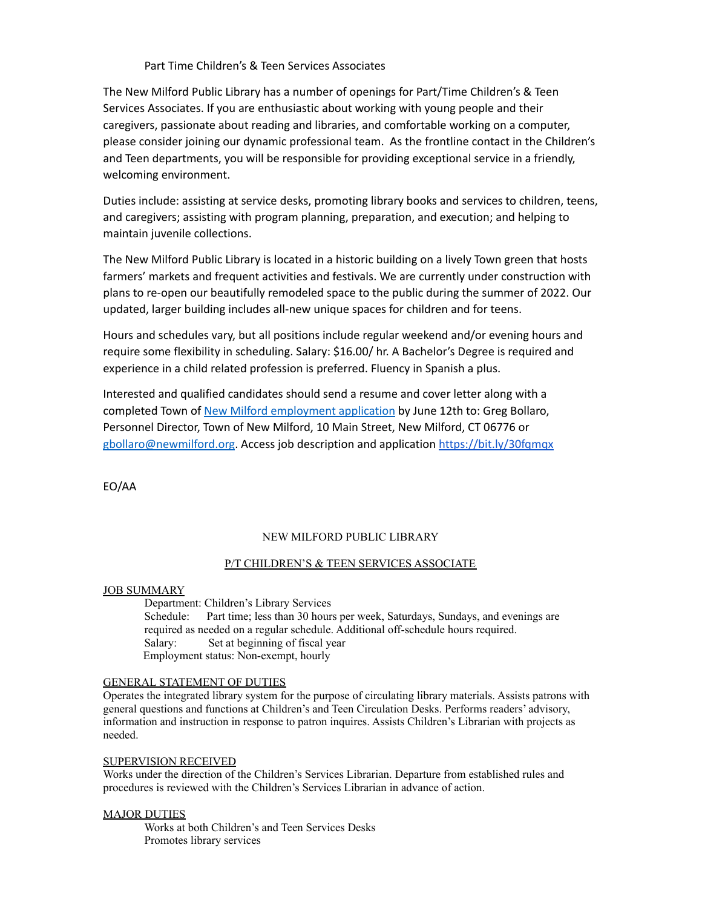# Part Time Children's & Teen Services Associates

The New Milford Public Library has a number of openings for Part/Time Children's & Teen Services Associates. If you are enthusiastic about working with young people and their caregivers, passionate about reading and libraries, and comfortable working on a computer, please consider joining our dynamic professional team. As the frontline contact in the Children's and Teen departments, you will be responsible for providing exceptional service in a friendly, welcoming environment.

Duties include: assisting at service desks, promoting library books and services to children, teens, and caregivers; assisting with program planning, preparation, and execution; and helping to maintain juvenile collections.

The New Milford Public Library is located in a historic building on a lively Town green that hosts farmers' markets and frequent activities and festivals. We are currently under construction with plans to re-open our beautifully remodeled space to the public during the summer of 2022. Our updated, larger building includes all-new unique spaces for children and for teens.

Hours and schedules vary, but all positions include regular weekend and/or evening hours and require some flexibility in scheduling. Salary: $16.00/ hr. A Bachelor's Degree is required and experience in a child related profession is preferred. Fluency in Spanish a plus.

Interested and qualified candidates should send a resume and cover letter along with a completed Town of New Milford employment application by June 12th to: Greg Bollaro, Personnel Director, Town of New Milford, 10 Main Street, New Milford, CT 06776 or gbollaro@newmilford.org. Access job description and application https://bit.ly/30fqmqx

EO/AA

## NEW MILFORD PUBLIC LIBRARY

### P/T CHILDREN'S & TEEN SERVICES ASSOCIATE

#### JOB SUMMARY

Department: Children's Library Services
Schedule: Part time; less than 30 hours per week, Saturdays, Sundays, and evenings are required as needed on a regular schedule. Additional off-schedule hours required.
Salary: Set at beginning of fiscal year
Employment status: Non-exempt, hourly

#### GENERAL STATEMENT OF DUTIES

Operates the integrated library system for the purpose of circulating library materials. Assists patrons with general questions and functions at Children's and Teen Circulation Desks. Performs readers' advisory, information and instruction in response to patron inquires. Assists Children's Librarian with projects as needed.

#### SUPERVISION RECEIVED

Works under the direction of the Children's Services Librarian. Departure from established rules and procedures is reviewed with the Children's Services Librarian in advance of action.

#### MAJOR DUTIES

Works at both Children's and Teen Services Desks
Promotes library services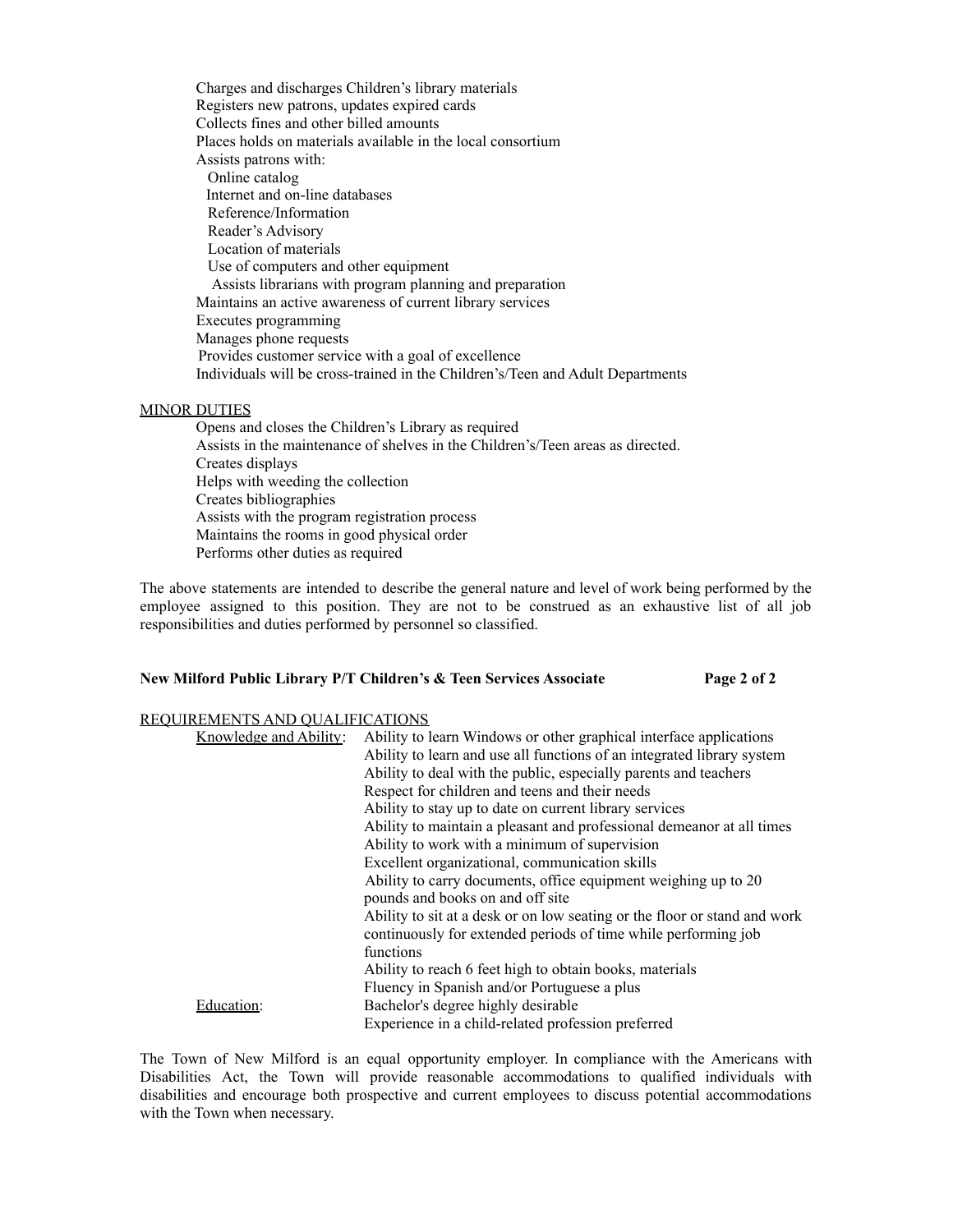Charges and discharges Children's library materials
Registers new patrons, updates expired cards
Collects fines and other billed amounts
Places holds on materials available in the local consortium
Assists patrons with:
- Online catalog
- Internet and on-line databases
- Reference/Information
- Reader's Advisory
- Location of materials
- Use of computers and other equipment
- Assists librarians with program planning and preparation

Maintains an active awareness of current library services
Executes programming
Manages phone requests
Provides customer service with a goal of excellence
Individuals will be cross-trained in the Children's/Teen and Adult Departments

<u>MINOR DUTIES</u>

Opens and closes the Children's Library as required
Assists in the maintenance of shelves in the Children's/Teen areas as directed.
Creates displays
Helps with weeding the collection
Creates bibliographies
Assists with the program registration process
Maintains the rooms in good physical order
Performs other duties as required

The above statements are intended to describe the general nature and level of work being performed by the employee assigned to this position. They are not to be construed as an exhaustive list of all job responsibilities and duties performed by personnel so classified.

**New Milford Public Library P/T Children's & Teen Services Associate**

<u>REQUIREMENTS AND QUALIFICATIONS</u>

<u>Knowledge and Ability</u>:
Ability to learn Windows or other graphical interface applications
Ability to learn and use all functions of an integrated library system
Ability to deal with the public, especially parents and teachers
Respect for children and teens and their needs
Ability to stay up to date on current library services
Ability to maintain a pleasant and professional demeanor at all times
Ability to work with a minimum of supervision
Excellent organizational, communication skills
Ability to carry documents, office equipment weighing up to 20 pounds and books on and off site
Ability to sit at a desk or on low seating or the floor or stand and work continuously for extended periods of time while performing job functions
Ability to reach 6 feet high to obtain books, materials
Fluency in Spanish and/or Portuguese a plus

<u>Education</u>:
Bachelor's degree highly desirable
Experience in a child-related profession preferred

The Town of New Milford is an equal opportunity employer. In compliance with the Americans with Disabilities Act, the Town will provide reasonable accommodations to qualified individuals with disabilities and encourage both prospective and current employees to discuss potential accommodations with the Town when necessary.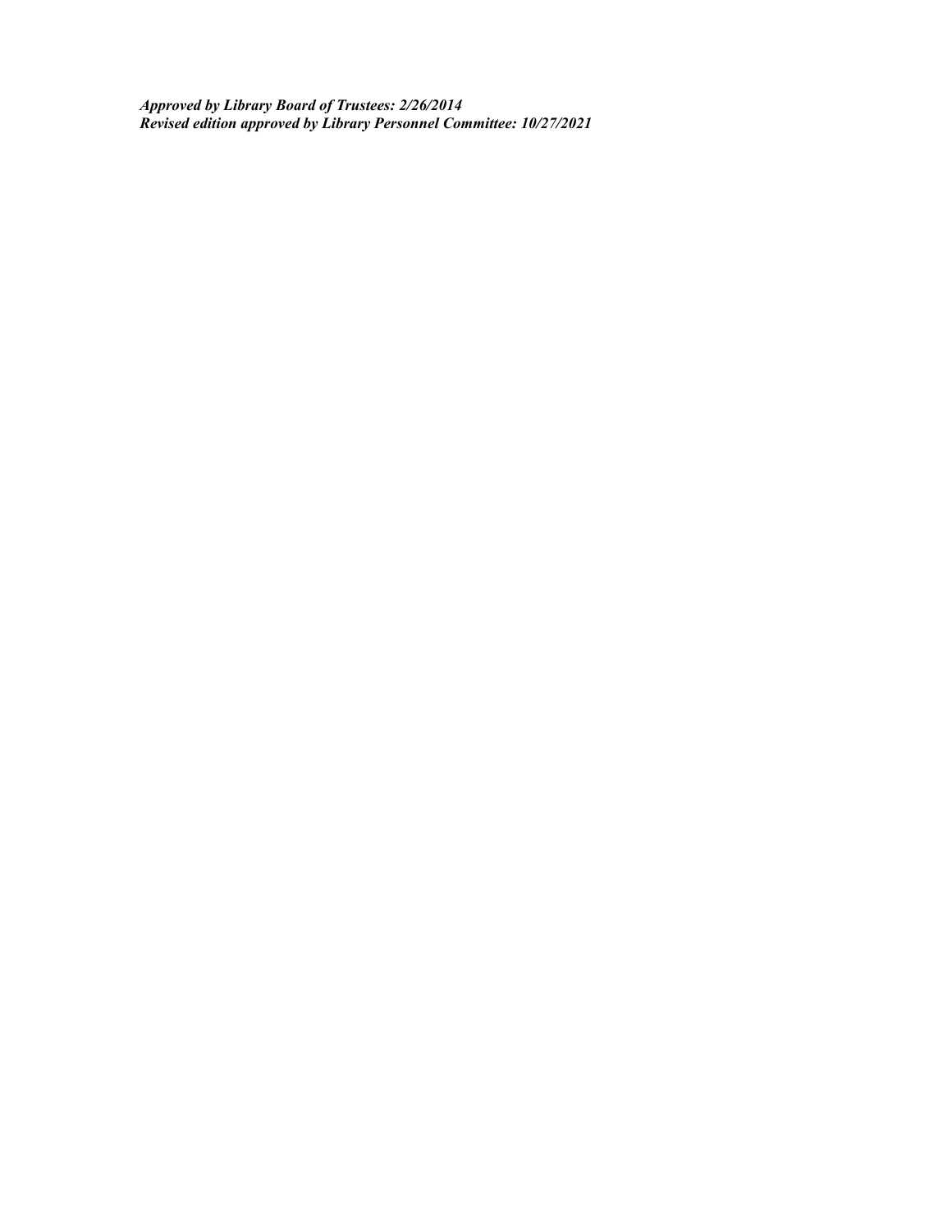***Approved by Library Board of Trustees: 2/26/2014***
***Revised edition approved by Library Personnel Committee: 10/27/2021***